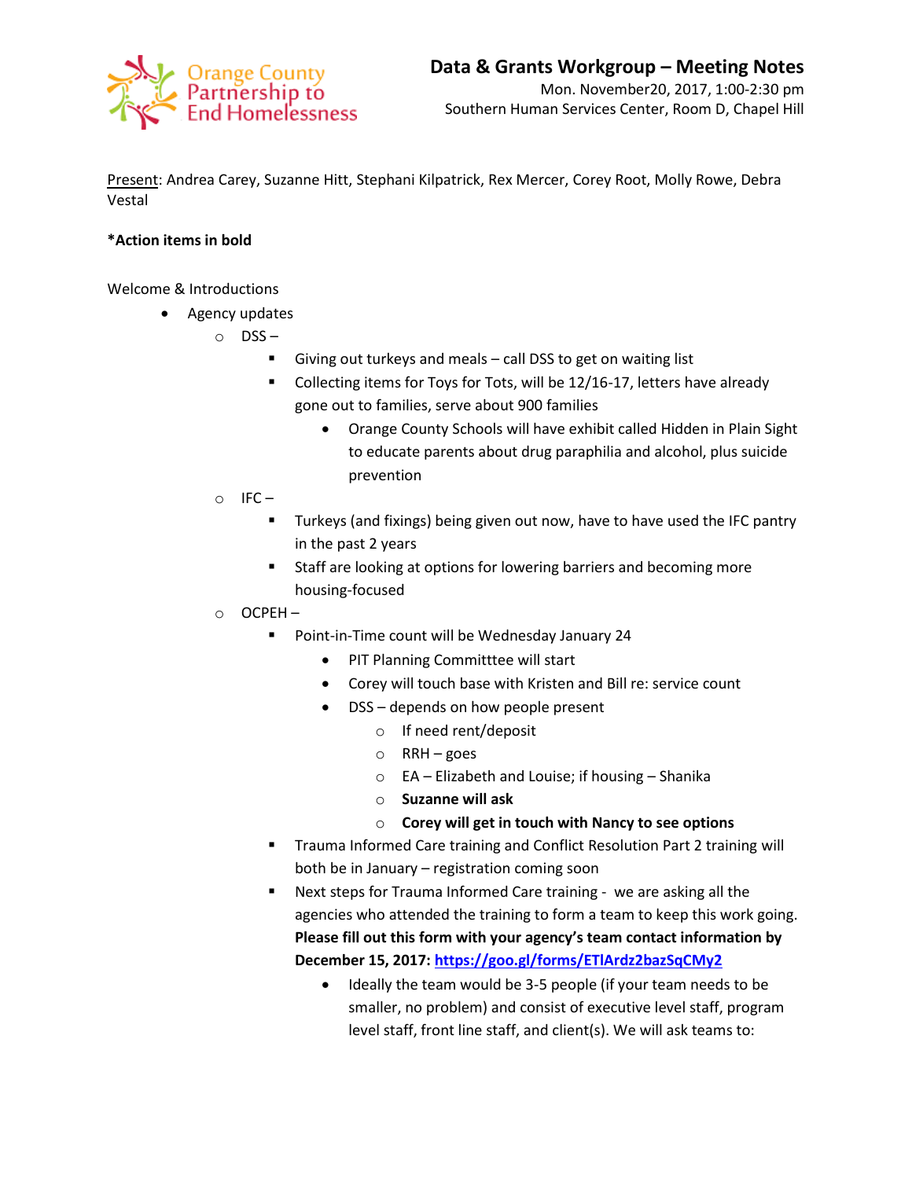Orange County Partnership to End Homelessness

# Data & Grants Workgroup – Meeting Notes

Mon. November20, 2017, 1:00-2:30 pm
Southern Human Services Center, Room D, Chapel Hill

<u>Present</u>: Andrea Carey, Suzanne Hitt, Stephani Kilpatrick, Rex Mercer, Corey Root, Molly Rowe, Debra Vestal

**\*Action items in bold**

Welcome & Introductions

- Agency updates
  - DSS –
    - Giving out turkeys and meals – call DSS to get on waiting list
    - Collecting items for Toys for Tots, will be 12/16-17, letters have already gone out to families, serve about 900 families
      - Orange County Schools will have exhibit called Hidden in Plain Sight to educate parents about drug paraphilia and alcohol, plus suicide prevention
  - IFC –
    - Turkeys (and fixings) being given out now, have to have used the IFC pantry in the past 2 years
    - Staff are looking at options for lowering barriers and becoming more housing-focused
  - OCPEH –
    - Point-in-Time count will be Wednesday January 24
      - PIT Planning Committtee will start
      - Corey will touch base with Kristen and Bill re: service count
      - DSS – depends on how people present
        - If need rent/deposit
        - RRH – goes
        - EA – Elizabeth and Louise; if housing – Shanika
        - **Suzanne will ask**
        - **Corey will get in touch with Nancy to see options**
    - Trauma Informed Care training and Conflict Resolution Part 2 training will both be in January – registration coming soon
    - Next steps for Trauma Informed Care training - we are asking all the agencies who attended the training to form a team to keep this work going. **Please fill out this form with your agency's team contact information by December 15, 2017: [https://goo.gl/forms/ETlArdz2bazSqCMy2](https://goo.gl/forms/ETlArdz2bazSqCMy2)**
      - Ideally the team would be 3-5 people (if your team needs to be smaller, no problem) and consist of executive level staff, program level staff, front line staff, and client(s). We will ask teams to: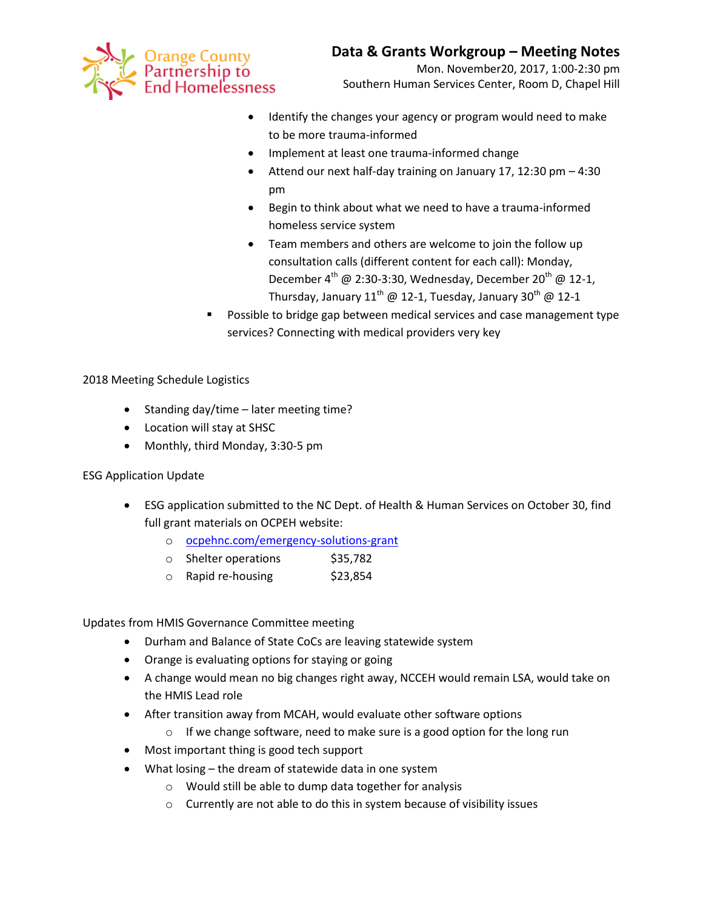- Identify the changes your agency or program would need to make to be more trauma-informed
- Implement at least one trauma-informed change
- Attend our next half-day training on January 17, 12:30 pm – 4:30 pm
- Begin to think about what we need to have a trauma-informed homeless service system
- Team members and others are welcome to join the follow up consultation calls (different content for each call): Monday, December 4th @ 2:30-3:30, Wednesday, December 20th @ 12-1, Thursday, January 11th @ 12-1, Tuesday, January 30th @ 12-1

- Possible to bridge gap between medical services and case management type services? Connecting with medical providers very key

2018 Meeting Schedule Logistics

- Standing day/time – later meeting time?
- Location will stay at SHSC
- Monthly, third Monday, 3:30-5 pm

ESG Application Update

- ESG application submitted to the NC Dept. of Health & Human Services on October 30, find full grant materials on OCPEH website:
  - ocpehnc.com/emergency-solutions-grant
  - Shelter operations $35,782
  - Rapid re-housing $23,854

Updates from HMIS Governance Committee meeting

- Durham and Balance of State CoCs are leaving statewide system
- Orange is evaluating options for staying or going
- A change would mean no big changes right away, NCCEH would remain LSA, would take on the HMIS Lead role
- After transition away from MCAH, would evaluate other software options
  - If we change software, need to make sure is a good option for the long run
- Most important thing is good tech support
- What losing – the dream of statewide data in one system
  - Would still be able to dump data together for analysis
  - Currently are not able to do this in system because of visibility issues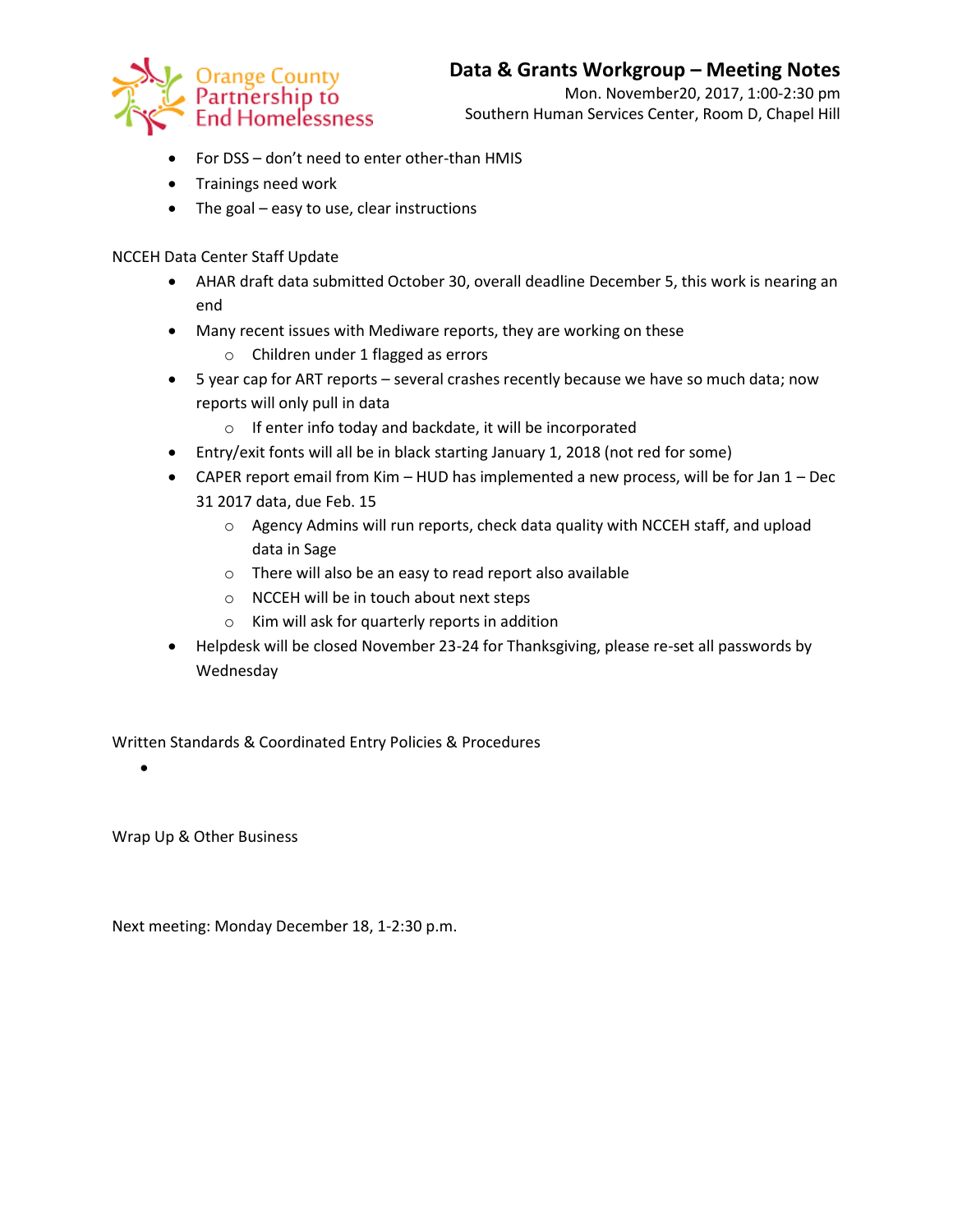- For DSS – don't need to enter other-than HMIS
- Trainings need work
- The goal – easy to use, clear instructions

NCCEH Data Center Staff Update

- AHAR draft data submitted October 30, overall deadline December 5, this work is nearing an end
- Many recent issues with Mediware reports, they are working on these
  - Children under 1 flagged as errors
- 5 year cap for ART reports – several crashes recently because we have so much data; now reports will only pull in data
  - If enter info today and backdate, it will be incorporated
- Entry/exit fonts will all be in black starting January 1, 2018 (not red for some)
- CAPER report email from Kim – HUD has implemented a new process, will be for Jan 1 – Dec 31 2017 data, due Feb. 15
  - Agency Admins will run reports, check data quality with NCCEH staff, and upload data in Sage
  - There will also be an easy to read report also available
  - NCCEH will be in touch about next steps
  - Kim will ask for quarterly reports in addition
- Helpdesk will be closed November 23-24 for Thanksgiving, please re-set all passwords by Wednesday

Written Standards & Coordinated Entry Policies & Procedures

- 

Wrap Up & Other Business

Next meeting: Monday December 18, 1-2:30 p.m.